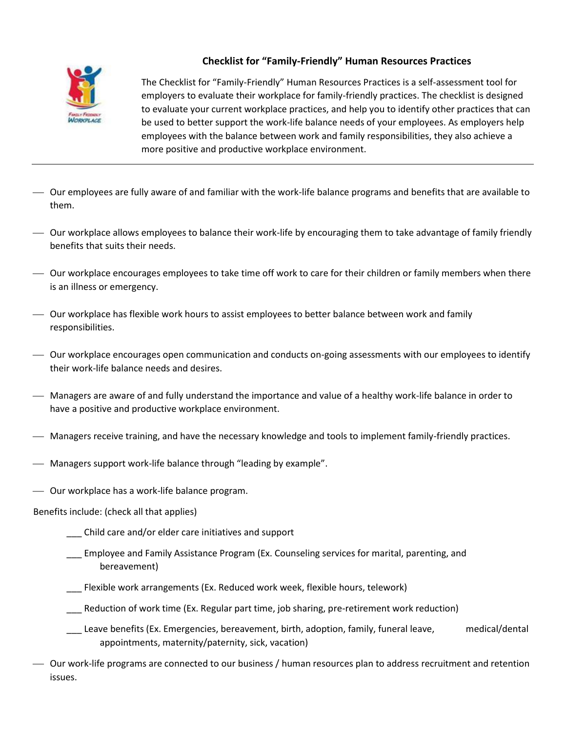# Checklist for "Family-Friendly" Human Resources Practices

The Checklist for "Family-Friendly" Human Resources Practices is a self-assessment tool for employers to evaluate their workplace for family-friendly practices. The checklist is designed to evaluate your current workplace practices, and help you to identify other practices that can be used to better support the work-life balance needs of your employees. As employers help employees with the balance between work and family responsibilities, they also achieve a more positive and productive workplace environment.

---

- Our employees are fully aware of and familiar with the work-life balance programs and benefits that are available to them.
- Our workplace allows employees to balance their work-life by encouraging them to take advantage of family friendly benefits that suits their needs.
- Our workplace encourages employees to take time off work to care for their children or family members when there is an illness or emergency.
- Our workplace has flexible work hours to assist employees to better balance between work and family responsibilities.
- Our workplace encourages open communication and conducts on-going assessments with our employees to identify their work-life balance needs and desires.
- Managers are aware of and fully understand the importance and value of a healthy work-life balance in order to have a positive and productive workplace environment.
- Managers receive training, and have the necessary knowledge and tools to implement family-friendly practices.
- Managers support work-life balance through "leading by example".
- Our workplace has a work-life balance program.

Benefits include: (check all that applies)

- ___ Child care and/or elder care initiatives and support
- ___ Employee and Family Assistance Program (Ex. Counseling services for marital, parenting, and bereavement)
- ___ Flexible work arrangements (Ex. Reduced work week, flexible hours, telework)
- ___ Reduction of work time (Ex. Regular part time, job sharing, pre-retirement work reduction)
- ___ Leave benefits (Ex. Emergencies, bereavement, birth, adoption, family, funeral leave, medical/dental appointments, maternity/paternity, sick, vacation)

- Our work-life programs are connected to our business / human resources plan to address recruitment and retention issues.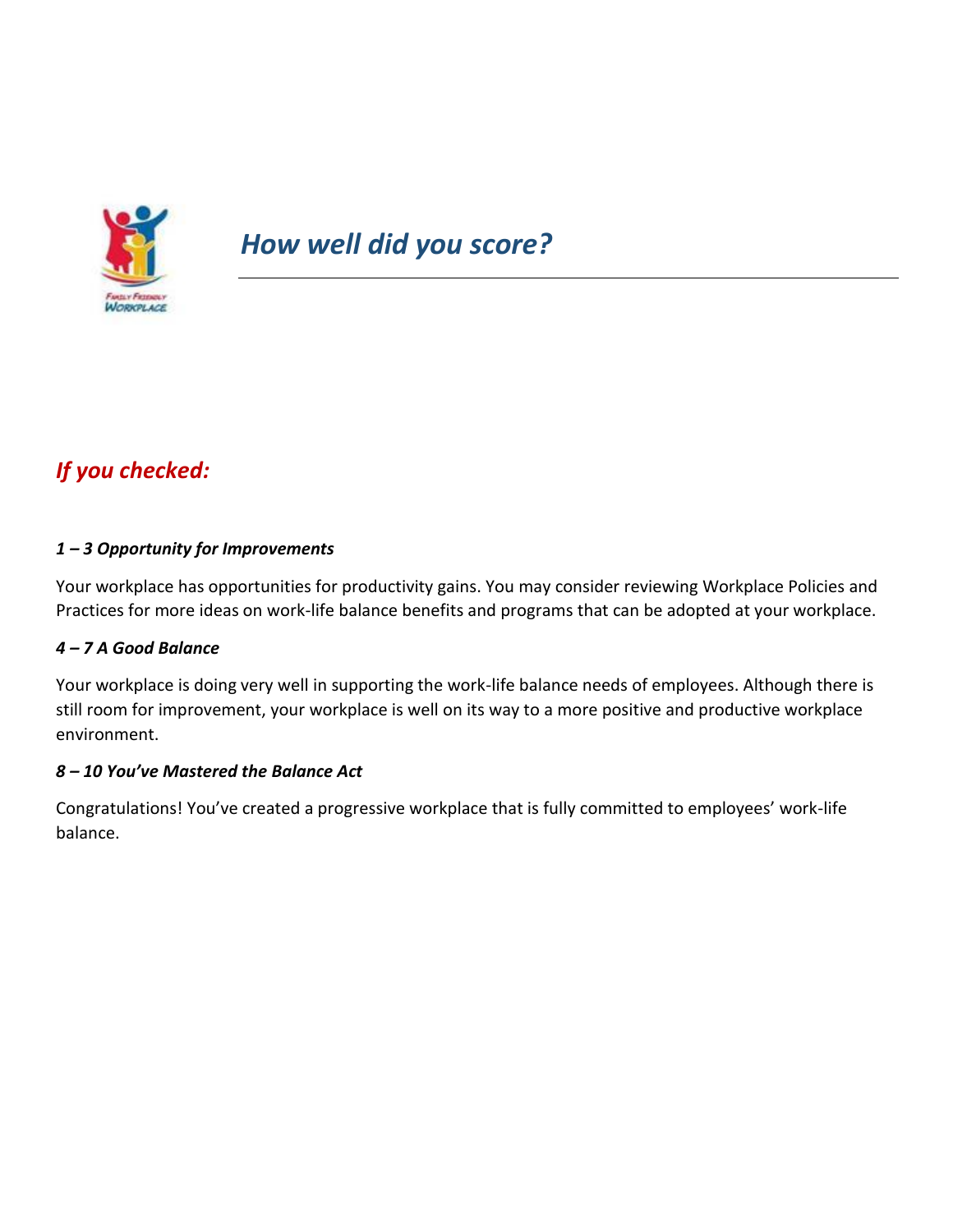# *How well did you score?*

## *If you checked:*

***1 – 3 Opportunity for Improvements***

Your workplace has opportunities for productivity gains. You may consider reviewing Workplace Policies and Practices for more ideas on work-life balance benefits and programs that can be adopted at your workplace.

***4 – 7 A Good Balance***

Your workplace is doing very well in supporting the work-life balance needs of employees. Although there is still room for improvement, your workplace is well on its way to a more positive and productive workplace environment.

***8 – 10 You've Mastered the Balance Act***

Congratulations! You've created a progressive workplace that is fully committed to employees' work-life balance.